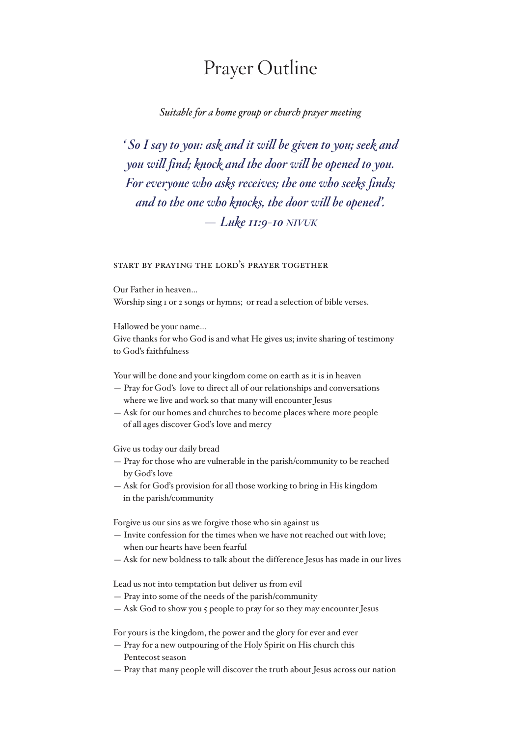# Prayer Outline

*Suitable for a home group or church prayer meeting*

*' So I say to you: ask and it will be given to you; seek and you will find; knock and the door will be opened to you. For everyone who asks receives; the one who seeks finds; and to the one who knocks, the door will be opened'.*
*— Luke 11:9-10 NIVUK*

### START BY PRAYING THE LORD'S PRAYER TOGETHER

Our Father in heaven...
Worship sing 1 or 2 songs or hymns; or read a selection of bible verses.

Hallowed be your name...
Give thanks for who God is and what He gives us; invite sharing of testimony to God's faithfulness

Your will be done and your kingdom come on earth as it is in heaven

- Pray for God's love to direct all of our relationships and conversations where we live and work so that many will encounter Jesus
- Ask for our homes and churches to become places where more people of all ages discover God's love and mercy

Give us today our daily bread

- Pray for those who are vulnerable in the parish/community to be reached by God's love
- Ask for God's provision for all those working to bring in His kingdom in the parish/community

Forgive us our sins as we forgive those who sin against us

- Invite confession for the times when we have not reached out with love; when our hearts have been fearful
- Ask for new boldness to talk about the difference Jesus has made in our lives

Lead us not into temptation but deliver us from evil

- Pray into some of the needs of the parish/community
- Ask God to show you 5 people to pray for so they may encounter Jesus

For yours is the kingdom, the power and the glory for ever and ever

- Pray for a new outpouring of the Holy Spirit on His church this Pentecost season
- Pray that many people will discover the truth about Jesus across our nation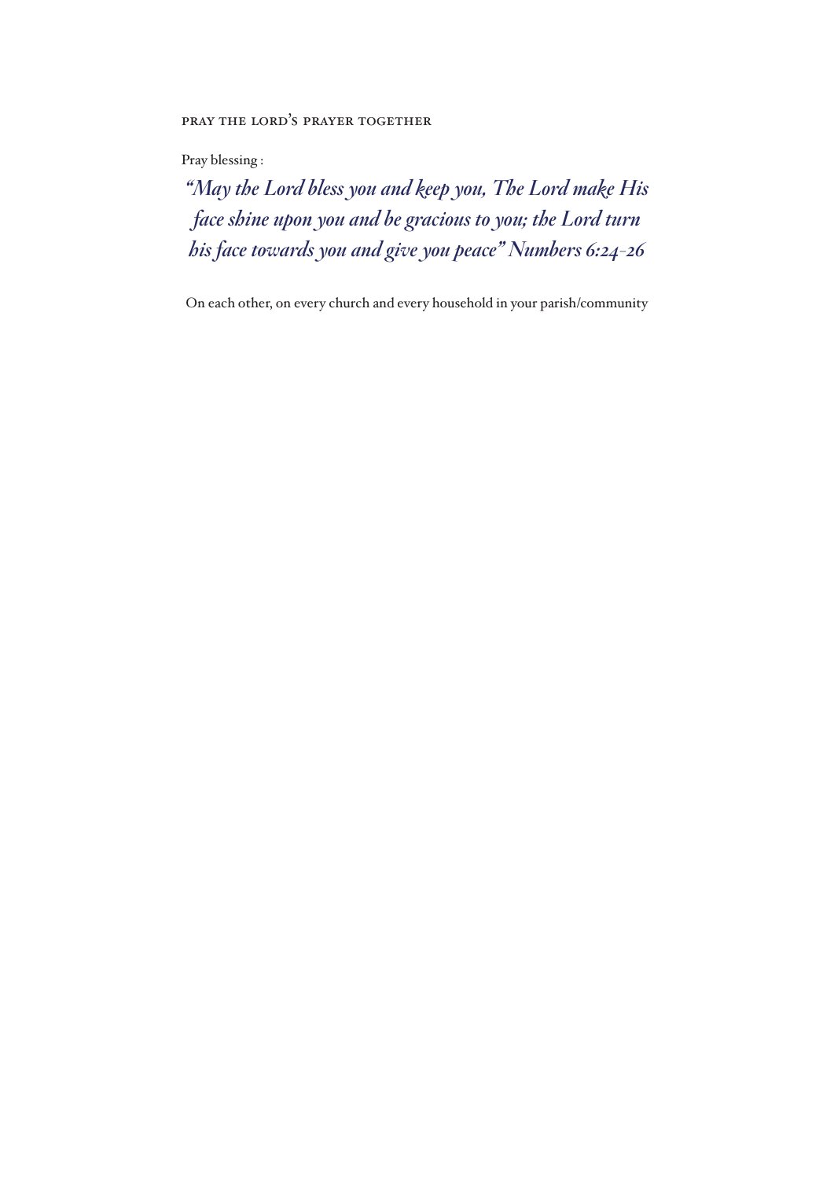PRAY THE LORD'S PRAYER TOGETHER

Pray blessing :

*"May the Lord bless you and keep you, The Lord make His face shine upon you and be gracious to you; the Lord turn his face towards you and give you peace" Numbers 6:24-26*

On each other, on every church and every household in your parish/community